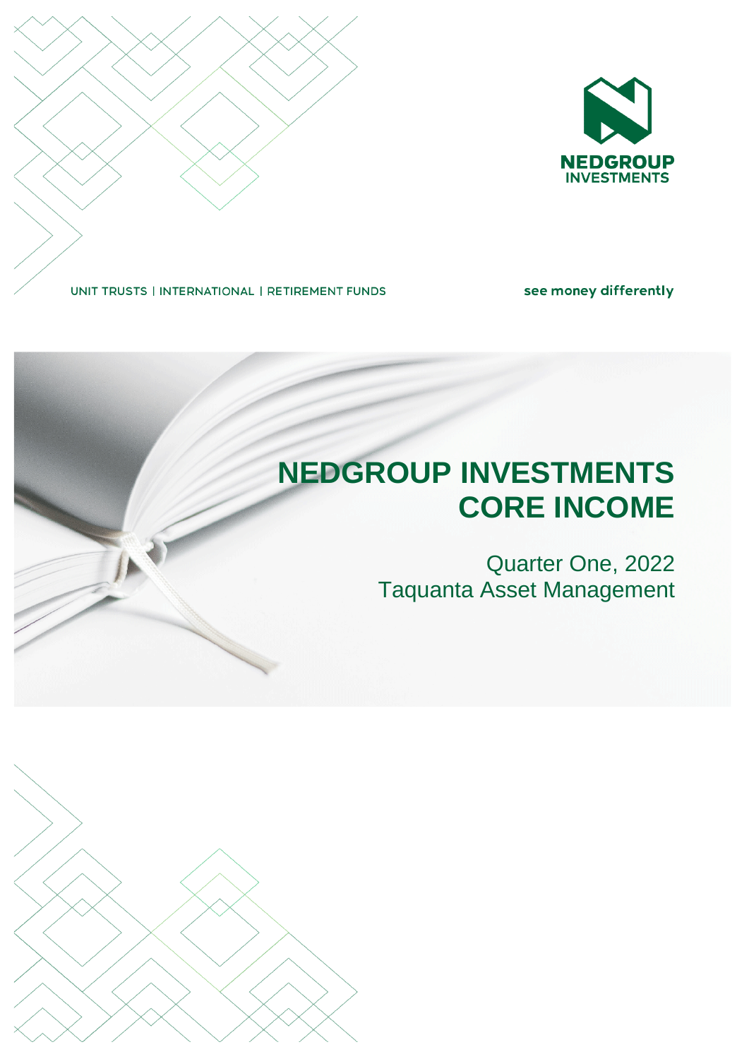NEDGROUP INVESTMENTS

UNIT TRUSTS | INTERNATIONAL | RETIREMENT FUNDS

see money differently

# NEDGROUP INVESTMENTS CORE INCOME

Quarter One, 2022

Taquanta Asset Management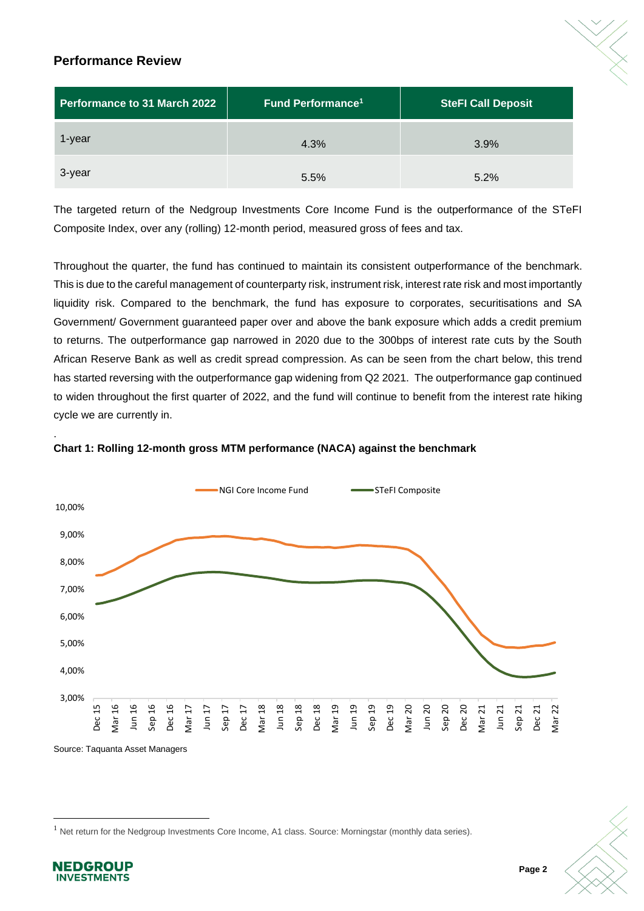## Performance Review

| Performance to 31 March 2022 | Fund Performance[1] | SteFI Call Deposit |
|---|---|---|
| 1-year | 4.3% | 3.9% |
| 3-year | 5.5% | 5.2% |

The targeted return of the Nedgroup Investments Core Income Fund is the outperformance of the STeFI Composite Index, over any (rolling) 12-month period, measured gross of fees and tax.

Throughout the quarter, the fund has continued to maintain its consistent outperformance of the benchmark. This is due to the careful management of counterparty risk, instrument risk, interest rate risk and most importantly liquidity risk. Compared to the benchmark, the fund has exposure to corporates, securitisations and SA Government/ Government guaranteed paper over and above the bank exposure which adds a credit premium to returns. The outperformance gap narrowed in 2020 due to the 300bps of interest rate cuts by the South African Reserve Bank as well as credit spread compression. As can be seen from the chart below, this trend has started reversing with the outperformance gap widening from Q2 2021. The outperformance gap continued to widen throughout the first quarter of 2022, and the fund will continue to benefit from the interest rate hiking cycle we are currently in.

**Chart 1: Rolling 12-month gross MTM performance (NACA) against the benchmark**

Source: Taquanta Asset Managers

[1] Net return for the Nedgroup Investments Core Income, A1 class. Source: Morningstar (monthly data series).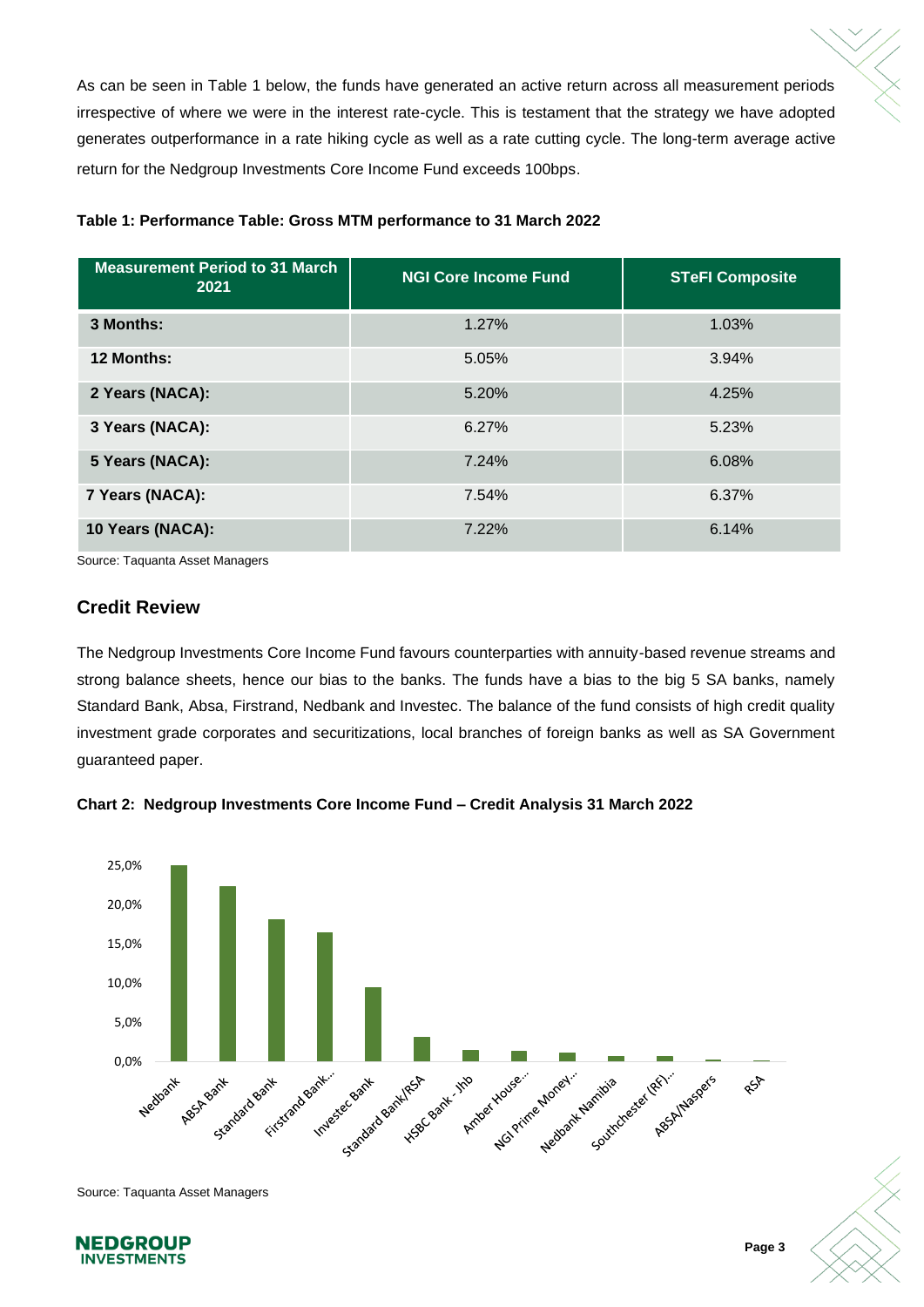As can be seen in Table 1 below, the funds have generated an active return across all measurement periods irrespective of where we were in the interest rate-cycle. This is testament that the strategy we have adopted generates outperformance in a rate hiking cycle as well as a rate cutting cycle. The long-term average active return for the Nedgroup Investments Core Income Fund exceeds 100bps.

**Table 1: Performance Table: Gross MTM performance to 31 March 2022**

| Measurement Period to 31 March 2021 | NGI Core Income Fund | STeFI Composite |
|---|---|---|
| **3 Months:** | 1.27% | 1.03% |
| **12 Months:** | 5.05% | 3.94% |
| **2 Years (NACA):** | 5.20% | 4.25% |
| **3 Years (NACA):** | 6.27% | 5.23% |
| **5 Years (NACA):** | 7.24% | 6.08% |
| **7 Years (NACA):** | 7.54% | 6.37% |
| **10 Years (NACA):** | 7.22% | 6.14% |

Source: Taquanta Asset Managers

## Credit Review

The Nedgroup Investments Core Income Fund favours counterparties with annuity-based revenue streams and strong balance sheets, hence our bias to the banks. The funds have a bias to the big 5 SA banks, namely Standard Bank, Absa, Firstrand, Nedbank and Investec. The balance of the fund consists of high credit quality investment grade corporates and securitizations, local branches of foreign banks as well as SA Government guaranteed paper.

**Chart 2: Nedgroup Investments Core Income Fund – Credit Analysis 31 March 2022**

| Counterparty | Approx. allocation |
|---|---|
| Nedbank | ~25,0% |
| ABSA Bank | ~22,3% |
| Standard Bank | ~18,1% |
| Firstrand Bank... | ~16,4% |
| Investec Bank | ~9,4% |
| Standard Bank/RSA | ~3,1% |
| HSBC Bank - Jhb | ~1,4% |
| Amber House... | ~1,3% |
| NGI Prime Money... | ~1,1% |
| Nedbank Namibia | ~0,6% |
| Southchester (RF)... | ~0,6% |
| ABSA/Naspers | ~0,2% |
| RSA | ~0,1% |

Source: Taquanta Asset Managers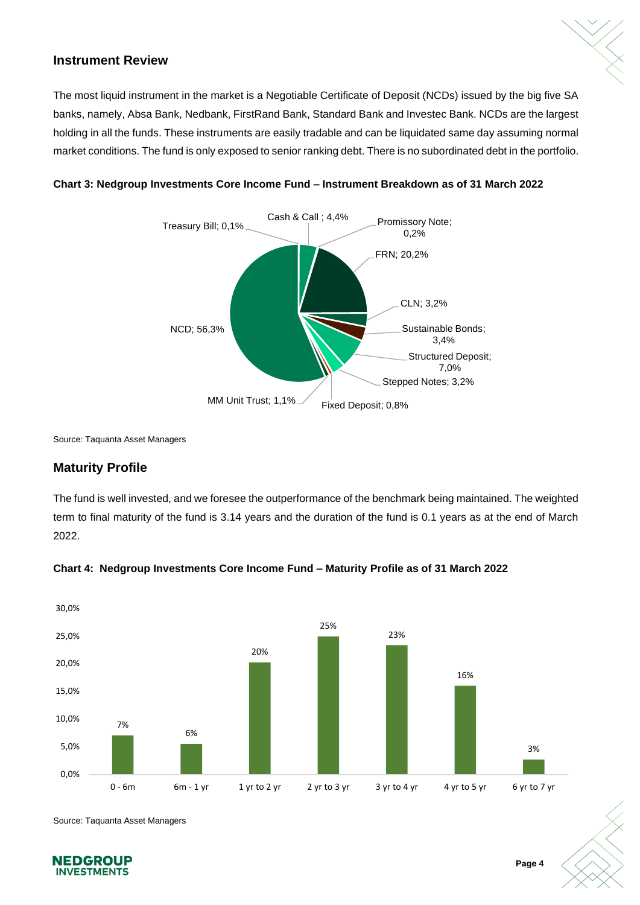## Instrument Review

The most liquid instrument in the market is a Negotiable Certificate of Deposit (NCDs) issued by the big five SA banks, namely, Absa Bank, Nedbank, FirstRand Bank, Standard Bank and Investec Bank. NCDs are the largest holding in all the funds. These instruments are easily tradable and can be liquidated same day assuming normal market conditions. The fund is only exposed to senior ranking debt. There is no subordinated debt in the portfolio.

**Chart 3: Nedgroup Investments Core Income Fund – Instrument Breakdown as of 31 March 2022**

| Instrument | Weight |
|---|---|
| NCD | 56,3% |
| FRN | 20,2% |
| Structured Deposit | 7,0% |
| Cash & Call | 4,4% |
| Sustainable Bonds | 3,4% |
| CLN | 3,2% |
| Stepped Notes | 3,2% |
| MM Unit Trust | 1,1% |
| Fixed Deposit | 0,8% |
| Promissory Note | 0,2% |
| Treasury Bill | 0,1% |

Source: Taquanta Asset Managers

## Maturity Profile

The fund is well invested, and we foresee the outperformance of the benchmark being maintained. The weighted term to final maturity of the fund is 3.14 years and the duration of the fund is 0.1 years as at the end of March 2022.

**Chart 4: Nedgroup Investments Core Income Fund – Maturity Profile as of 31 March 2022**

| Maturity | Weight |
|---|---|
| 0 - 6m | 7% |
| 6m - 1 yr | 6% |
| 1 yr to 2 yr | 20% |
| 2 yr to 3 yr | 25% |
| 3 yr to 4 yr | 23% |
| 4 yr to 5 yr | 16% |
| 6 yr to 7 yr | 3% |

Source: Taquanta Asset Managers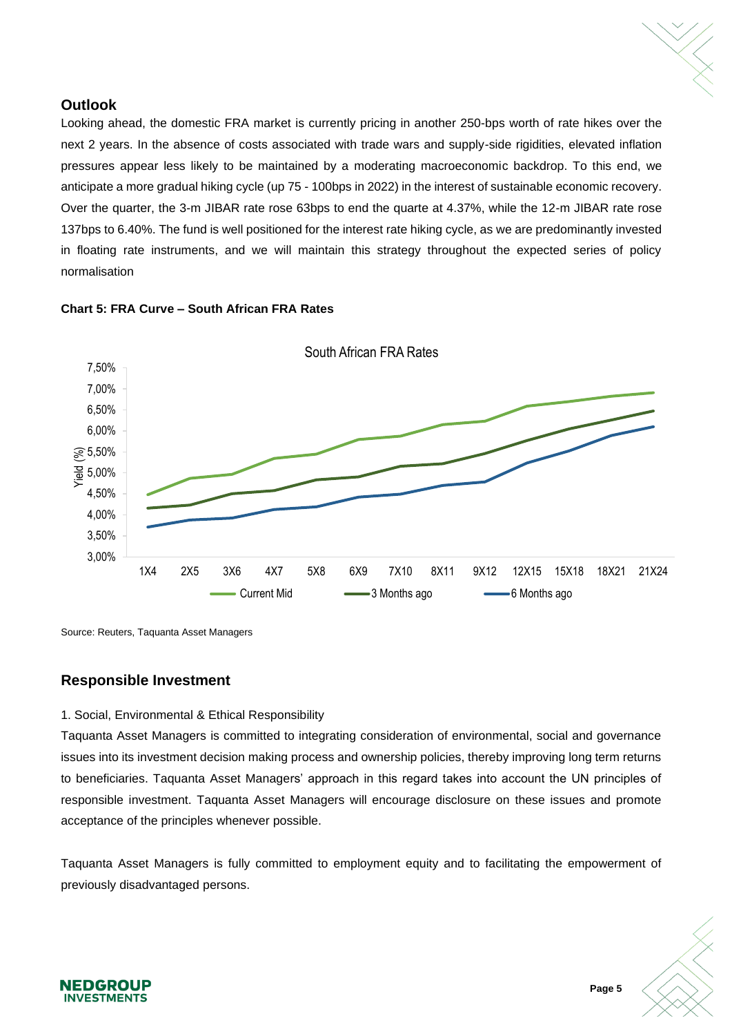## Outlook

Looking ahead, the domestic FRA market is currently pricing in another 250-bps worth of rate hikes over the next 2 years. In the absence of costs associated with trade wars and supply-side rigidities, elevated inflation pressures appear less likely to be maintained by a moderating macroeconomic backdrop. To this end, we anticipate a more gradual hiking cycle (up 75 - 100bps in 2022) in the interest of sustainable economic recovery. Over the quarter, the 3-m JIBAR rate rose 63bps to end the quarte at 4.37%, while the 12-m JIBAR rate rose 137bps to 6.40%. The fund is well positioned for the interest rate hiking cycle, as we are predominantly invested in floating rate instruments, and we will maintain this strategy throughout the expected series of policy normalisation

**Chart 5: FRA Curve – South African FRA Rates**

Source: Reuters, Taquanta Asset Managers

## Responsible Investment

1. Social, Environmental & Ethical Responsibility

Taquanta Asset Managers is committed to integrating consideration of environmental, social and governance issues into its investment decision making process and ownership policies, thereby improving long term returns to beneficiaries. Taquanta Asset Managers' approach in this regard takes into account the UN principles of responsible investment. Taquanta Asset Managers will encourage disclosure on these issues and promote acceptance of the principles whenever possible.

Taquanta Asset Managers is fully committed to employment equity and to facilitating the empowerment of previously disadvantaged persons.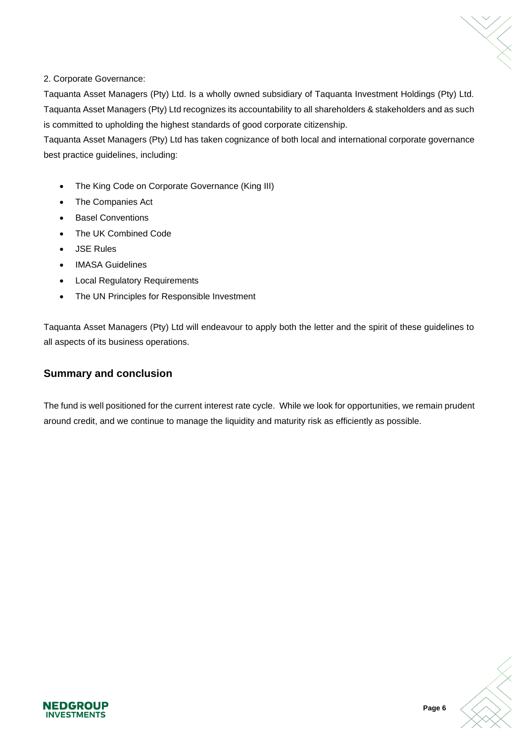2. Corporate Governance:

Taquanta Asset Managers (Pty) Ltd. Is a wholly owned subsidiary of Taquanta Investment Holdings (Pty) Ltd. Taquanta Asset Managers (Pty) Ltd recognizes its accountability to all shareholders & stakeholders and as such is committed to upholding the highest standards of good corporate citizenship.

Taquanta Asset Managers (Pty) Ltd has taken cognizance of both local and international corporate governance best practice guidelines, including:

- The King Code on Corporate Governance (King III)
- The Companies Act
- Basel Conventions
- The UK Combined Code
- JSE Rules
- IMASA Guidelines
- Local Regulatory Requirements
- The UN Principles for Responsible Investment

Taquanta Asset Managers (Pty) Ltd will endeavour to apply both the letter and the spirit of these guidelines to all aspects of its business operations.

## Summary and conclusion

The fund is well positioned for the current interest rate cycle. While we look for opportunities, we remain prudent around credit, and we continue to manage the liquidity and maturity risk as efficiently as possible.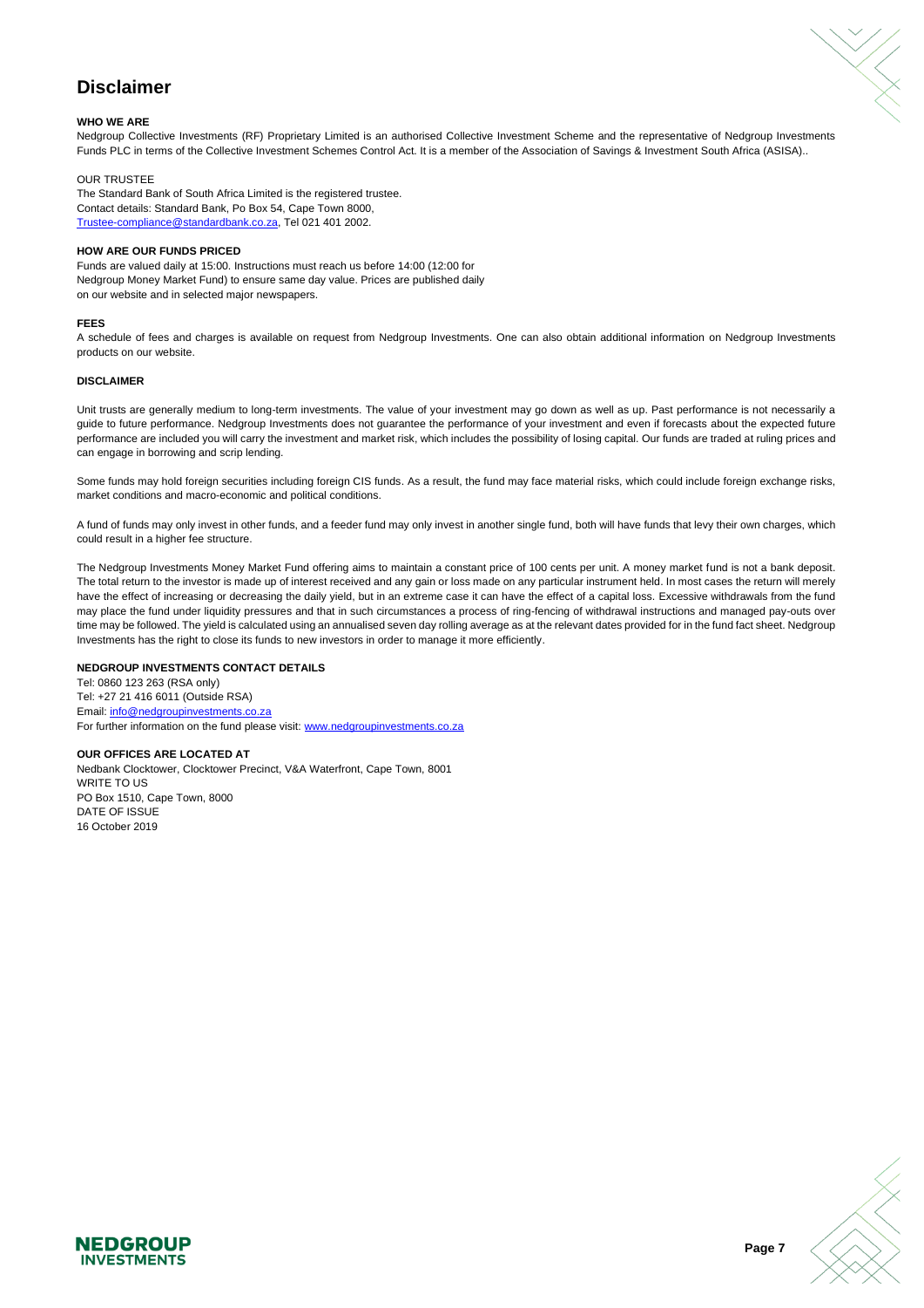# Disclaimer

**WHO WE ARE**

Nedgroup Collective Investments (RF) Proprietary Limited is an authorised Collective Investment Scheme and the representative of Nedgroup Investments Funds PLC in terms of the Collective Investment Schemes Control Act. It is a member of the Association of Savings & Investment South Africa (ASISA)..

OUR TRUSTEE

The Standard Bank of South Africa Limited is the registered trustee.
Contact details: Standard Bank, Po Box 54, Cape Town 8000,
Trustee-compliance@standardbank.co.za, Tel 021 401 2002.

**HOW ARE OUR FUNDS PRICED**

Funds are valued daily at 15:00. Instructions must reach us before 14:00 (12:00 for Nedgroup Money Market Fund) to ensure same day value. Prices are published daily on our website and in selected major newspapers.

**FEES**

A schedule of fees and charges is available on request from Nedgroup Investments. One can also obtain additional information on Nedgroup Investments products on our website.

**DISCLAIMER**

Unit trusts are generally medium to long-term investments. The value of your investment may go down as well as up. Past performance is not necessarily a guide to future performance. Nedgroup Investments does not guarantee the performance of your investment and even if forecasts about the expected future performance are included you will carry the investment and market risk, which includes the possibility of losing capital. Our funds are traded at ruling prices and can engage in borrowing and scrip lending.

Some funds may hold foreign securities including foreign CIS funds. As a result, the fund may face material risks, which could include foreign exchange risks, market conditions and macro-economic and political conditions.

A fund of funds may only invest in other funds, and a feeder fund may only invest in another single fund, both will have funds that levy their own charges, which could result in a higher fee structure.

The Nedgroup Investments Money Market Fund offering aims to maintain a constant price of 100 cents per unit. A money market fund is not a bank deposit. The total return to the investor is made up of interest received and any gain or loss made on any particular instrument held. In most cases the return will merely have the effect of increasing or decreasing the daily yield, but in an extreme case it can have the effect of a capital loss. Excessive withdrawals from the fund may place the fund under liquidity pressures and that in such circumstances a process of ring-fencing of withdrawal instructions and managed pay-outs over time may be followed. The yield is calculated using an annualised seven day rolling average as at the relevant dates provided for in the fund fact sheet. Nedgroup Investments has the right to close its funds to new investors in order to manage it more efficiently.

**NEDGROUP INVESTMENTS CONTACT DETAILS**

Tel: 0860 123 263 (RSA only)
Tel: +27 21 416 6011 (Outside RSA)
Email: info@nedgroupinvestments.co.za
For further information on the fund please visit: www.nedgroupinvestments.co.za

**OUR OFFICES ARE LOCATED AT**

Nedbank Clocktower, Clocktower Precinct, V&A Waterfront, Cape Town, 8001
WRITE TO US
PO Box 1510, Cape Town, 8000
DATE OF ISSUE
16 October 2019